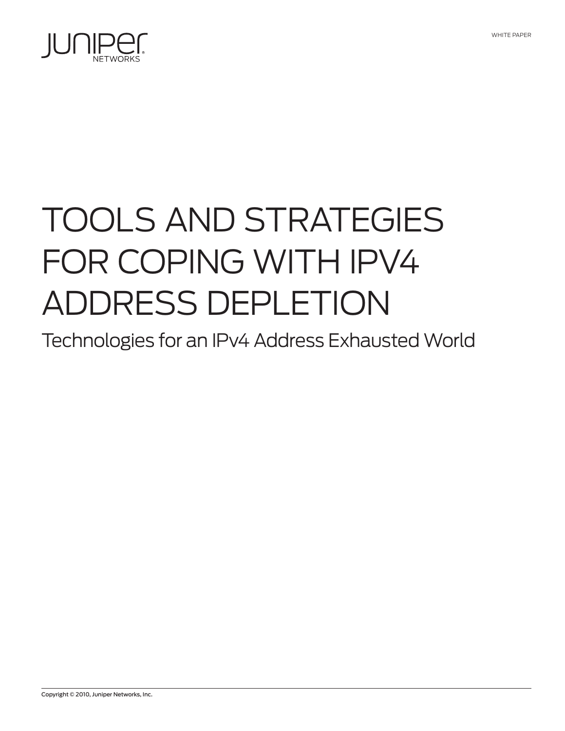WHITE PAPER

# TOOLS AND STRATEGIES FOR COPING WITH IPV4 ADDRESS DEPLETION

## Technologies for an IPv4 Address Exhausted World

Copyright © 2010, Juniper Networks, Inc.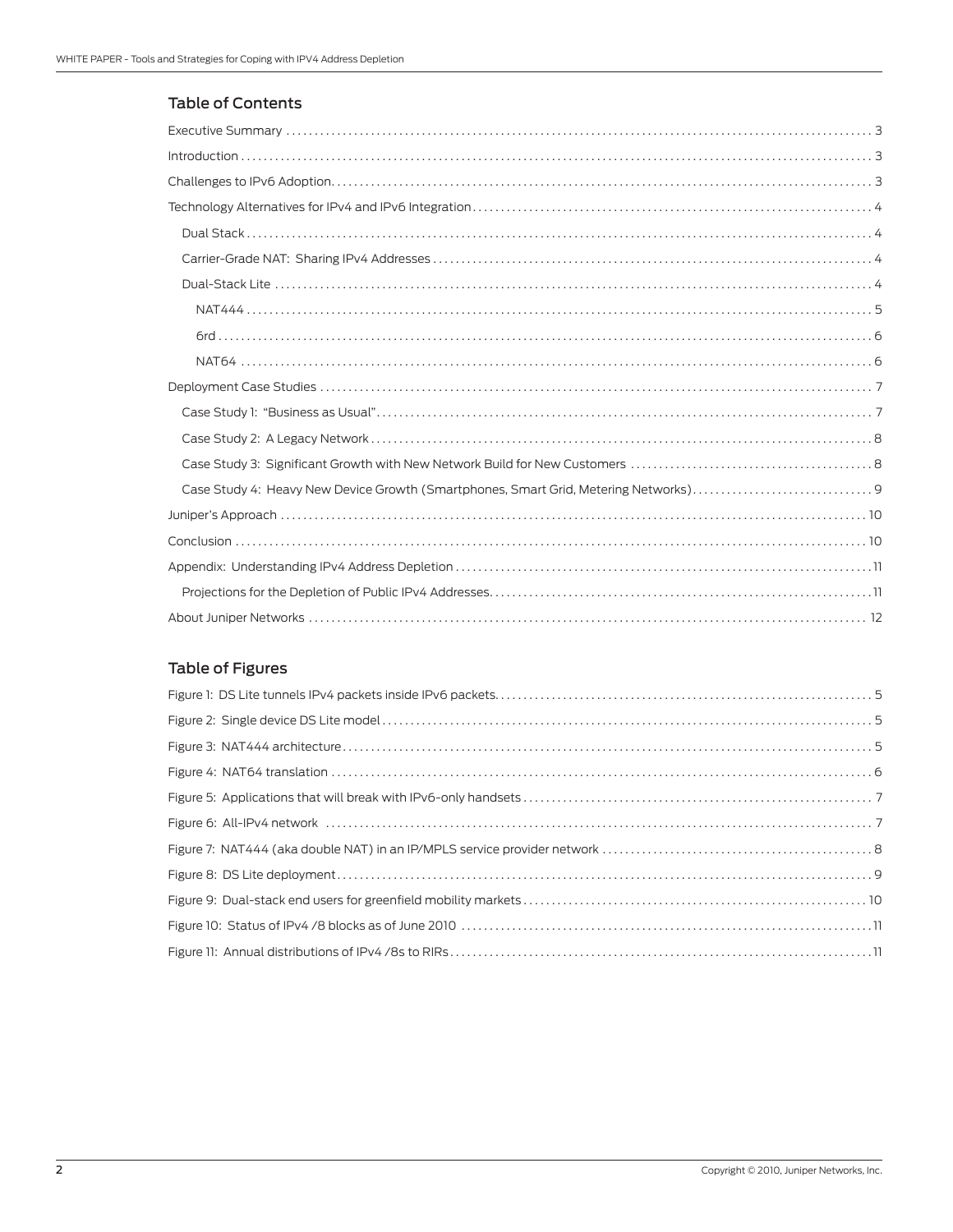## Table of Contents

Executive Summary ........................................................................................................ 3

Introduction ........................................................................................................ 3

Challenges to IPv6 Adoption ........................................................................................................ 3

Technology Alternatives for IPv4 and IPv6 Integration ........................................................................................................ 4

- Dual Stack ........................................................................................................ 4
- Carrier-Grade NAT: Sharing IPv4 Addresses ........................................................................................................ 4
- Dual-Stack Lite ........................................................................................................ 4
  - NAT444 ........................................................................................................ 5
  - 6rd ........................................................................................................ 6
  - NAT64 ........................................................................................................ 6

Deployment Case Studies ........................................................................................................ 7

- Case Study 1: "Business as Usual" ........................................................................................................ 7
- Case Study 2: A Legacy Network ........................................................................................................ 8
- Case Study 3: Significant Growth with New Network Build for New Customers ........................................................................................................ 8
- Case Study 4: Heavy New Device Growth (Smartphones, Smart Grid, Metering Networks) ........................................................................................................ 9

Juniper's Approach ........................................................................................................ 10

Conclusion ........................................................................................................ 10

Appendix: Understanding IPv4 Address Depletion ........................................................................................................ 11

- Projections for the Depletion of Public IPv4 Addresses ........................................................................................................ 11

About Juniper Networks ........................................................................................................ 12

## Table of Figures

Figure 1: DS Lite tunnels IPv4 packets inside IPv6 packets ........................................................................................................ 5

Figure 2: Single device DS Lite model ........................................................................................................ 5

Figure 3: NAT444 architecture ........................................................................................................ 5

Figure 4: NAT64 translation ........................................................................................................ 6

Figure 5: Applications that will break with IPv6-only handsets ........................................................................................................ 7

Figure 6: All-IPv4 network ........................................................................................................ 7

Figure 7: NAT444 (aka double NAT) in an IP/MPLS service provider network ........................................................................................................ 8

Figure 8: DS Lite deployment ........................................................................................................ 9

Figure 9: Dual-stack end users for greenfield mobility markets ........................................................................................................ 10

Figure 10: Status of IPv4 /8 blocks as of June 2010 ........................................................................................................ 11

Figure 11: Annual distributions of IPv4 /8s to RIRs ........................................................................................................ 11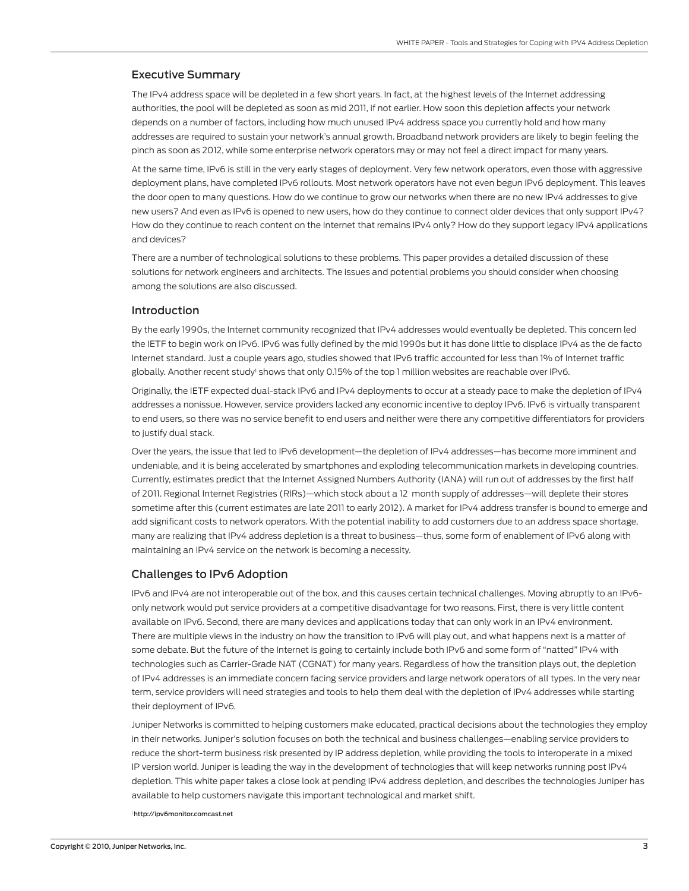## Executive Summary

The IPv4 address space will be depleted in a few short years. In fact, at the highest levels of the Internet addressing authorities, the pool will be depleted as soon as mid 2011, if not earlier. How soon this depletion affects your network depends on a number of factors, including how much unused IPv4 address space you currently hold and how many addresses are required to sustain your network's annual growth. Broadband network providers are likely to begin feeling the pinch as soon as 2012, while some enterprise network operators may or may not feel a direct impact for many years.

At the same time, IPv6 is still in the very early stages of deployment. Very few network operators, even those with aggressive deployment plans, have completed IPv6 rollouts. Most network operators have not even begun IPv6 deployment. This leaves the door open to many questions. How do we continue to grow our networks when there are no new IPv4 addresses to give new users? And even as IPv6 is opened to new users, how do they continue to connect older devices that only support IPv4? How do they continue to reach content on the Internet that remains IPv4 only? How do they support legacy IPv4 applications and devices?

There are a number of technological solutions to these problems. This paper provides a detailed discussion of these solutions for network engineers and architects. The issues and potential problems you should consider when choosing among the solutions are also discussed.

## Introduction

By the early 1990s, the Internet community recognized that IPv4 addresses would eventually be depleted. This concern led the IETF to begin work on IPv6. IPv6 was fully defined by the mid 1990s but it has done little to displace IPv4 as the de facto Internet standard. Just a couple years ago, studies showed that IPv6 traffic accounted for less than 1% of Internet traffic globally. Another recent study[1] shows that only 0.15% of the top 1 million websites are reachable over IPv6.

Originally, the IETF expected dual-stack IPv6 and IPv4 deployments to occur at a steady pace to make the depletion of IPv4 addresses a nonissue. However, service providers lacked any economic incentive to deploy IPv6. IPv6 is virtually transparent to end users, so there was no service benefit to end users and neither were there any competitive differentiators for providers to justify dual stack.

Over the years, the issue that led to IPv6 development—the depletion of IPv4 addresses—has become more imminent and undeniable, and it is being accelerated by smartphones and exploding telecommunication markets in developing countries. Currently, estimates predict that the Internet Assigned Numbers Authority (IANA) will run out of addresses by the first half of 2011. Regional Internet Registries (RIRs)—which stock about a 12 month supply of addresses—will deplete their stores sometime after this (current estimates are late 2011 to early 2012). A market for IPv4 address transfer is bound to emerge and add significant costs to network operators. With the potential inability to add customers due to an address space shortage, many are realizing that IPv4 address depletion is a threat to business—thus, some form of enablement of IPv6 along with maintaining an IPv4 service on the network is becoming a necessity.

## Challenges to IPv6 Adoption

IPv6 and IPv4 are not interoperable out of the box, and this causes certain technical challenges. Moving abruptly to an IPv6-only network would put service providers at a competitive disadvantage for two reasons. First, there is very little content available on IPv6. Second, there are many devices and applications today that can only work in an IPv4 environment. There are multiple views in the industry on how the transition to IPv6 will play out, and what happens next is a matter of some debate. But the future of the Internet is going to certainly include both IPv6 and some form of "natted" IPv4 with technologies such as Carrier-Grade NAT (CGNAT) for many years. Regardless of how the transition plays out, the depletion of IPv4 addresses is an immediate concern facing service providers and large network operators of all types. In the very near term, service providers will need strategies and tools to help them deal with the depletion of IPv4 addresses while starting their deployment of IPv6.

Juniper Networks is committed to helping customers make educated, practical decisions about the technologies they employ in their networks. Juniper's solution focuses on both the technical and business challenges—enabling service providers to reduce the short-term business risk presented by IP address depletion, while providing the tools to interoperate in a mixed IP version world. Juniper is leading the way in the development of technologies that will keep networks running post IPv4 depletion. This white paper takes a close look at pending IPv4 address depletion, and describes the technologies Juniper has available to help customers navigate this important technological and market shift.

[1] http://ipv6monitor.comcast.net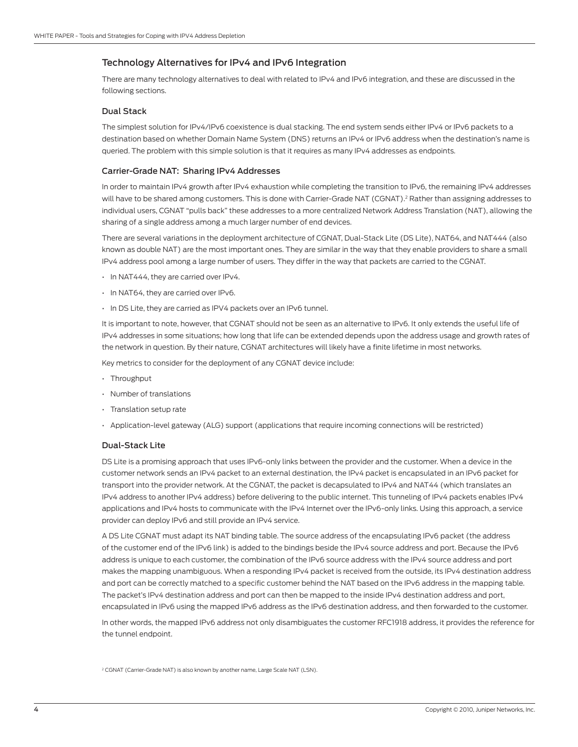## Technology Alternatives for IPv4 and IPv6 Integration

There are many technology alternatives to deal with related to IPv4 and IPv6 integration, and these are discussed in the following sections.

### Dual Stack

The simplest solution for IPv4/IPv6 coexistence is dual stacking. The end system sends either IPv4 or IPv6 packets to a destination based on whether Domain Name System (DNS) returns an IPv4 or IPv6 address when the destination's name is queried. The problem with this simple solution is that it requires as many IPv4 addresses as endpoints.

### Carrier-Grade NAT: Sharing IPv4 Addresses

In order to maintain IPv4 growth after IPv4 exhaustion while completing the transition to IPv6, the remaining IPv4 addresses will have to be shared among customers. This is done with Carrier-Grade NAT (CGNAT).[2] Rather than assigning addresses to individual users, CGNAT "pulls back" these addresses to a more centralized Network Address Translation (NAT), allowing the sharing of a single address among a much larger number of end devices.

There are several variations in the deployment architecture of CGNAT, Dual-Stack Lite (DS Lite), NAT64, and NAT444 (also known as double NAT) are the most important ones. They are similar in the way that they enable providers to share a small IPv4 address pool among a large number of users. They differ in the way that packets are carried to the CGNAT.

- In NAT444, they are carried over IPv4.
- In NAT64, they are carried over IPv6.
- In DS Lite, they are carried as IPV4 packets over an IPv6 tunnel.

It is important to note, however, that CGNAT should not be seen as an alternative to IPv6. It only extends the useful life of IPv4 addresses in some situations; how long that life can be extended depends upon the address usage and growth rates of the network in question. By their nature, CGNAT architectures will likely have a finite lifetime in most networks.

Key metrics to consider for the deployment of any CGNAT device include:

- Throughput
- Number of translations
- Translation setup rate
- Application-level gateway (ALG) support (applications that require incoming connections will be restricted)

### Dual-Stack Lite

DS Lite is a promising approach that uses IPv6-only links between the provider and the customer. When a device in the customer network sends an IPv4 packet to an external destination, the IPv4 packet is encapsulated in an IPv6 packet for transport into the provider network. At the CGNAT, the packet is decapsulated to IPv4 and NAT44 (which translates an IPv4 address to another IPv4 address) before delivering to the public internet. This tunneling of IPv4 packets enables IPv4 applications and IPv4 hosts to communicate with the IPv4 Internet over the IPv6-only links. Using this approach, a service provider can deploy IPv6 and still provide an IPv4 service.

A DS Lite CGNAT must adapt its NAT binding table. The source address of the encapsulating IPv6 packet (the address of the customer end of the IPv6 link) is added to the bindings beside the IPv4 source address and port. Because the IPv6 address is unique to each customer, the combination of the IPv6 source address with the IPv4 source address and port makes the mapping unambiguous. When a responding IPv4 packet is received from the outside, its IPv4 destination address and port can be correctly matched to a specific customer behind the NAT based on the IPv6 address in the mapping table. The packet's IPv4 destination address and port can then be mapped to the inside IPv4 destination address and port, encapsulated in IPv6 using the mapped IPv6 address as the IPv6 destination address, and then forwarded to the customer.

In other words, the mapped IPv6 address not only disambiguates the customer RFC1918 address, it provides the reference for the tunnel endpoint.

[2] CGNAT (Carrier-Grade NAT) is also known by another name, Large Scale NAT (LSN).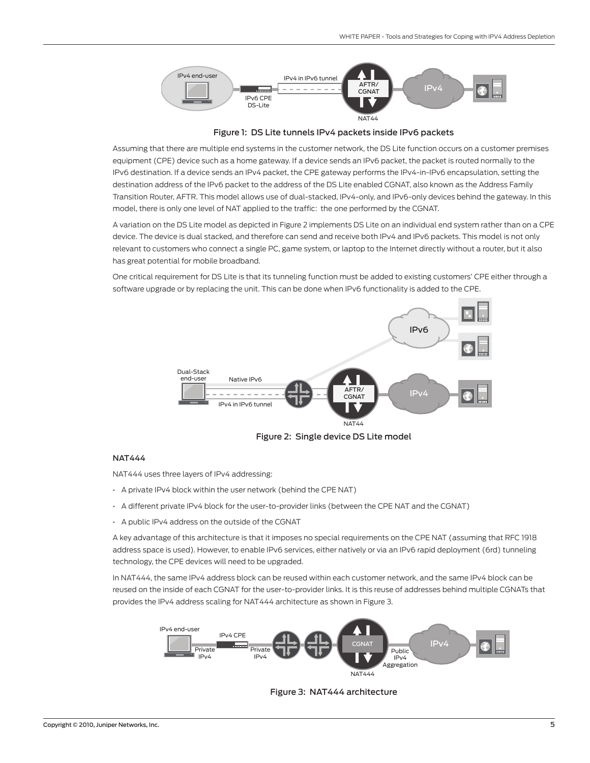Figure 1: DS Lite tunnels IPv4 packets inside IPv6 packets

Assuming that there are multiple end systems in the customer network, the DS Lite function occurs on a customer premises equipment (CPE) device such as a home gateway. If a device sends an IPv6 packet, the packet is routed normally to the IPv6 destination. If a device sends an IPv4 packet, the CPE gateway performs the IPv4-in-IPv6 encapsulation, setting the destination address of the IPv6 packet to the address of the DS Lite enabled CGNAT, also known as the Address Family Transition Router, AFTR. This model allows use of dual-stacked, IPv4-only, and IPv6-only devices behind the gateway. In this model, there is only one level of NAT applied to the traffic: the one performed by the CGNAT.

A variation on the DS Lite model as depicted in Figure 2 implements DS Lite on an individual end system rather than on a CPE device. The device is dual stacked, and therefore can send and receive both IPv4 and IPv6 packets. This model is not only relevant to customers who connect a single PC, game system, or laptop to the Internet directly without a router, but it also has great potential for mobile broadband.

One critical requirement for DS Lite is that its tunneling function must be added to existing customers' CPE either through a software upgrade or by replacing the unit. This can be done when IPv6 functionality is added to the CPE.

Figure 2: Single device DS Lite model

### NAT444

NAT444 uses three layers of IPv4 addressing:

- A private IPv4 block within the user network (behind the CPE NAT)
- A different private IPv4 block for the user-to-provider links (between the CPE NAT and the CGNAT)
- A public IPv4 address on the outside of the CGNAT

A key advantage of this architecture is that it imposes no special requirements on the CPE NAT (assuming that RFC 1918 address space is used). However, to enable IPv6 services, either natively or via an IPv6 rapid deployment (6rd) tunneling technology, the CPE devices will need to be upgraded.

In NAT444, the same IPv4 address block can be reused within each customer network, and the same IPv4 block can be reused on the inside of each CGNAT for the user-to-provider links. It is this reuse of addresses behind multiple CGNATs that provides the IPv4 address scaling for NAT444 architecture as shown in Figure 3.

Figure 3: NAT444 architecture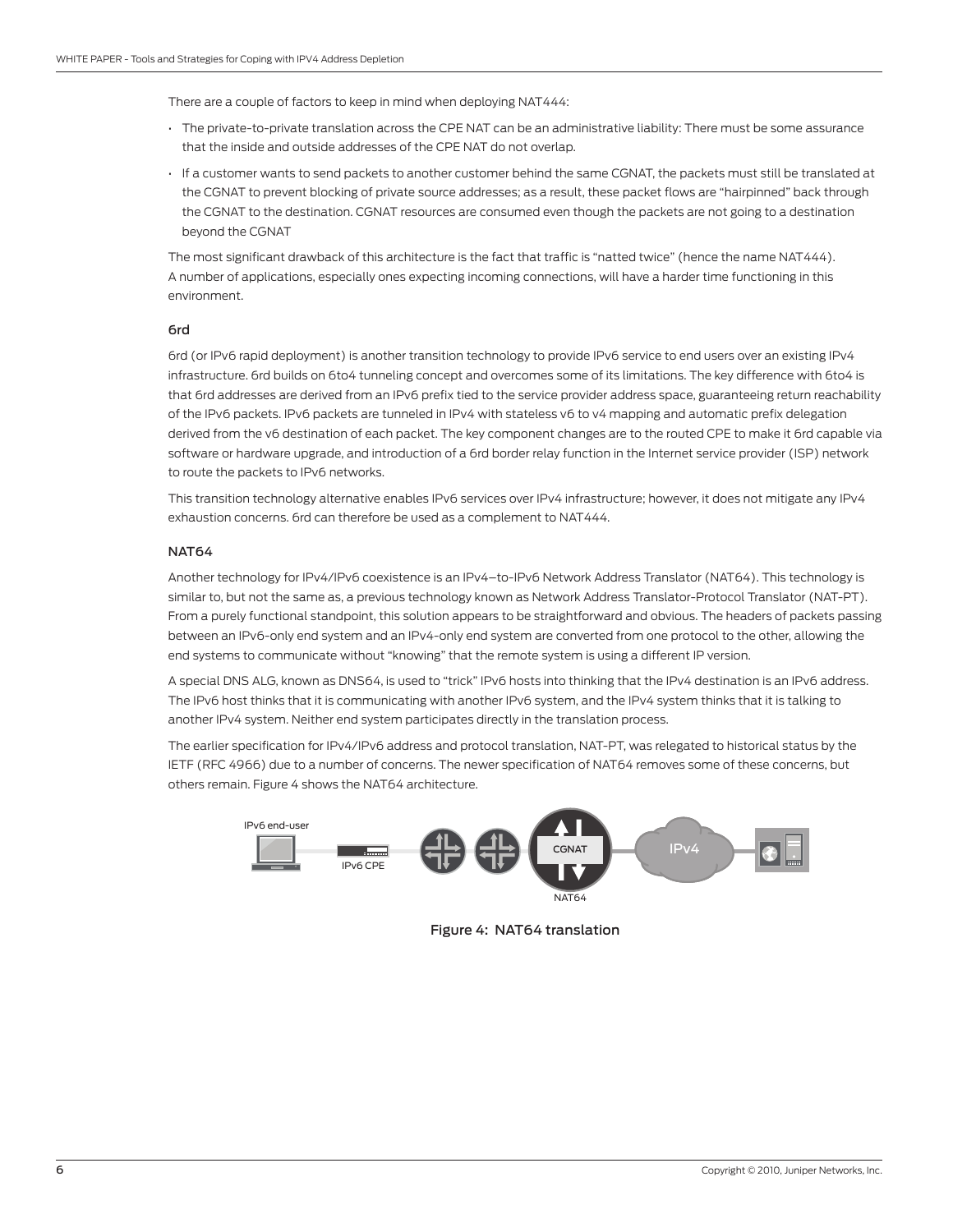There are a couple of factors to keep in mind when deploying NAT444:

- The private-to-private translation across the CPE NAT can be an administrative liability: There must be some assurance that the inside and outside addresses of the CPE NAT do not overlap.
- If a customer wants to send packets to another customer behind the same CGNAT, the packets must still be translated at the CGNAT to prevent blocking of private source addresses; as a result, these packet flows are "hairpinned" back through the CGNAT to the destination. CGNAT resources are consumed even though the packets are not going to a destination beyond the CGNAT

The most significant drawback of this architecture is the fact that traffic is "natted twice" (hence the name NAT444). A number of applications, especially ones expecting incoming connections, will have a harder time functioning in this environment.

### 6rd

6rd (or IPv6 rapid deployment) is another transition technology to provide IPv6 service to end users over an existing IPv4 infrastructure. 6rd builds on 6to4 tunneling concept and overcomes some of its limitations. The key difference with 6to4 is that 6rd addresses are derived from an IPv6 prefix tied to the service provider address space, guaranteeing return reachability of the IPv6 packets. IPv6 packets are tunneled in IPv4 with stateless v6 to v4 mapping and automatic prefix delegation derived from the v6 destination of each packet. The key component changes are to the routed CPE to make it 6rd capable via software or hardware upgrade, and introduction of a 6rd border relay function in the Internet service provider (ISP) network to route the packets to IPv6 networks.

This transition technology alternative enables IPv6 services over IPv4 infrastructure; however, it does not mitigate any IPv4 exhaustion concerns. 6rd can therefore be used as a complement to NAT444.

### NAT64

Another technology for IPv4/IPv6 coexistence is an IPv4–to-IPv6 Network Address Translator (NAT64). This technology is similar to, but not the same as, a previous technology known as Network Address Translator-Protocol Translator (NAT-PT). From a purely functional standpoint, this solution appears to be straightforward and obvious. The headers of packets passing between an IPv6-only end system and an IPv4-only end system are converted from one protocol to the other, allowing the end systems to communicate without "knowing" that the remote system is using a different IP version.

A special DNS ALG, known as DNS64, is used to "trick" IPv6 hosts into thinking that the IPv4 destination is an IPv6 address. The IPv6 host thinks that it is communicating with another IPv6 system, and the IPv4 system thinks that it is talking to another IPv4 system. Neither end system participates directly in the translation process.

The earlier specification for IPv4/IPv6 address and protocol translation, NAT-PT, was relegated to historical status by the IETF (RFC 4966) due to a number of concerns. The newer specification of NAT64 removes some of these concerns, but others remain. Figure 4 shows the NAT64 architecture.

IPv6 end-user — IPv6 CPE — CGNAT (NAT64) — IPv4

Figure 4: NAT64 translation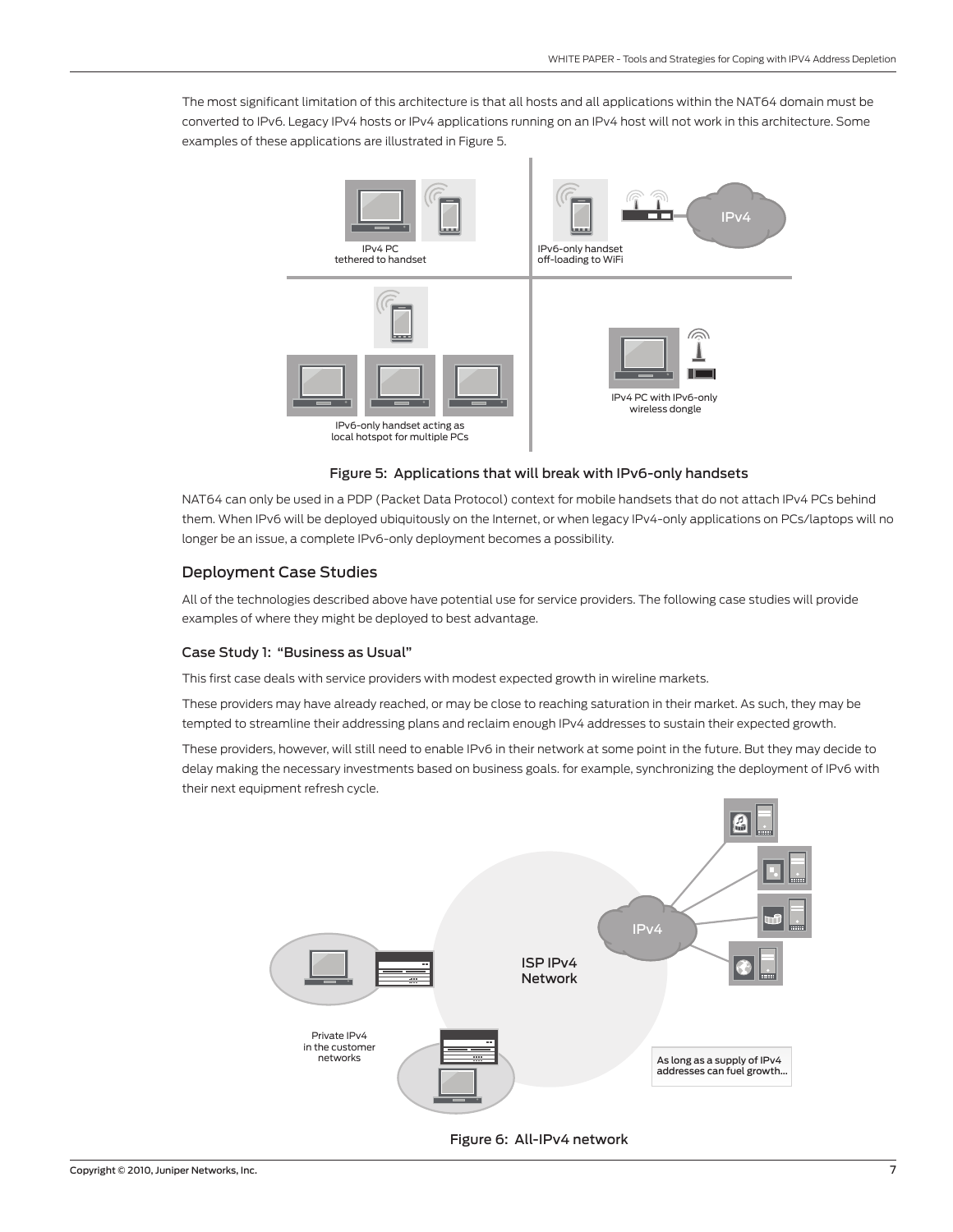The most significant limitation of this architecture is that all hosts and all applications within the NAT64 domain must be converted to IPv6. Legacy IPv4 hosts or IPv4 applications running on an IPv4 host will not work in this architecture. Some examples of these applications are illustrated in Figure 5.

Figure 5: Applications that will break with IPv6-only handsets

NAT64 can only be used in a PDP (Packet Data Protocol) context for mobile handsets that do not attach IPv4 PCs behind them. When IPv6 will be deployed ubiquitously on the Internet, or when legacy IPv4-only applications on PCs/laptops will no longer be an issue, a complete IPv6-only deployment becomes a possibility.

## Deployment Case Studies

All of the technologies described above have potential use for service providers. The following case studies will provide examples of where they might be deployed to best advantage.

### Case Study 1: "Business as Usual"

This first case deals with service providers with modest expected growth in wireline markets.

These providers may have already reached, or may be close to reaching saturation in their market. As such, they may be tempted to streamline their addressing plans and reclaim enough IPv4 addresses to sustain their expected growth.

These providers, however, will still need to enable IPv6 in their network at some point in the future. But they may decide to delay making the necessary investments based on business goals. for example, synchronizing the deployment of IPv6 with their next equipment refresh cycle.

Figure 6: All-IPv4 network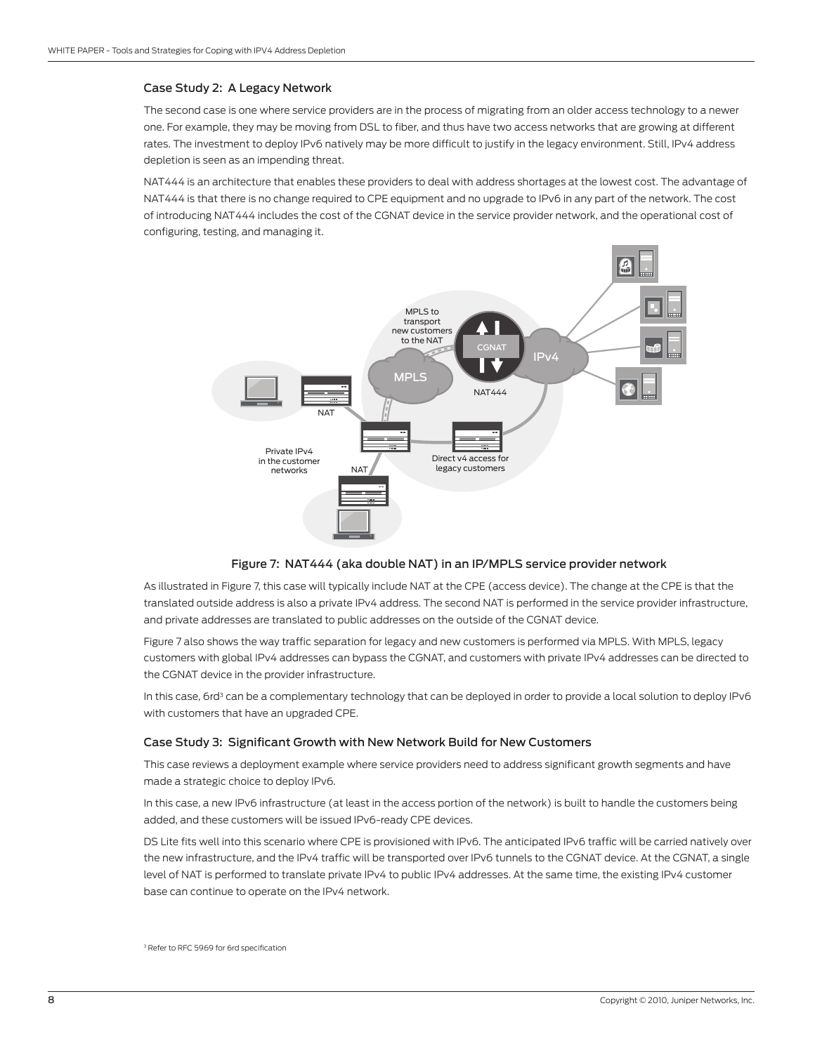### Case Study 2: A Legacy Network

The second case is one where service providers are in the process of migrating from an older access technology to a newer one. For example, they may be moving from DSL to fiber, and thus have two access networks that are growing at different rates. The investment to deploy IPv6 natively may be more difficult to justify in the legacy environment. Still, IPv4 address depletion is seen as an impending threat.

NAT444 is an architecture that enables these providers to deal with address shortages at the lowest cost. The advantage of NAT444 is that there is no change required to CPE equipment and no upgrade to IPv6 in any part of the network. The cost of introducing NAT444 includes the cost of the CGNAT device in the service provider network, and the operational cost of configuring, testing, and managing it.

Figure 7: NAT444 (aka double NAT) in an IP/MPLS service provider network

As illustrated in Figure 7, this case will typically include NAT at the CPE (access device). The change at the CPE is that the translated outside address is also a private IPv4 address. The second NAT is performed in the service provider infrastructure, and private addresses are translated to public addresses on the outside of the CGNAT device.

Figure 7 also shows the way traffic separation for legacy and new customers is performed via MPLS. With MPLS, legacy customers with global IPv4 addresses can bypass the CGNAT, and customers with private IPv4 addresses can be directed to the CGNAT device in the provider infrastructure.

In this case, 6rd[3] can be a complementary technology that can be deployed in order to provide a local solution to deploy IPv6 with customers that have an upgraded CPE.

### Case Study 3: Significant Growth with New Network Build for New Customers

This case reviews a deployment example where service providers need to address significant growth segments and have made a strategic choice to deploy IPv6.

In this case, a new IPv6 infrastructure (at least in the access portion of the network) is built to handle the customers being added, and these customers will be issued IPv6-ready CPE devices.

DS Lite fits well into this scenario where CPE is provisioned with IPv6. The anticipated IPv6 traffic will be carried natively over the new infrastructure, and the IPv4 traffic will be transported over IPv6 tunnels to the CGNAT device. At the CGNAT, a single level of NAT is performed to translate private IPv4 to public IPv4 addresses. At the same time, the existing IPv4 customer base can continue to operate on the IPv4 network.

[3] Refer to RFC 5969 for 6rd specification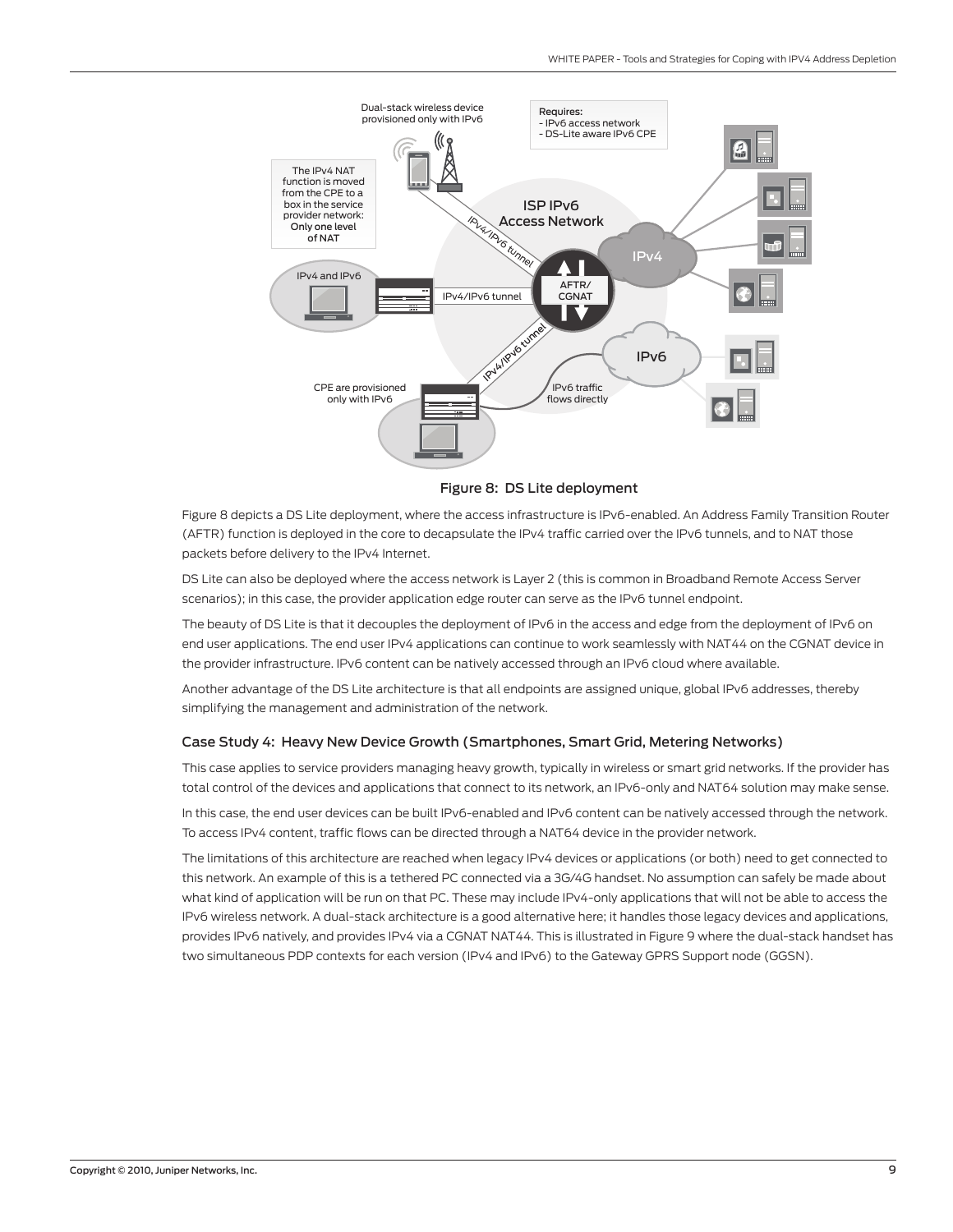Figure 8: DS Lite deployment

Figure 8 depicts a DS Lite deployment, where the access infrastructure is IPv6-enabled. An Address Family Transition Router (AFTR) function is deployed in the core to decapsulate the IPv4 traffic carried over the IPv6 tunnels, and to NAT those packets before delivery to the IPv4 Internet.

DS Lite can also be deployed where the access network is Layer 2 (this is common in Broadband Remote Access Server scenarios); in this case, the provider application edge router can serve as the IPv6 tunnel endpoint.

The beauty of DS Lite is that it decouples the deployment of IPv6 in the access and edge from the deployment of IPv6 on end user applications. The end user IPv4 applications can continue to work seamlessly with NAT44 on the CGNAT device in the provider infrastructure. IPv6 content can be natively accessed through an IPv6 cloud where available.

Another advantage of the DS Lite architecture is that all endpoints are assigned unique, global IPv6 addresses, thereby simplifying the management and administration of the network.

### Case Study 4: Heavy New Device Growth (Smartphones, Smart Grid, Metering Networks)

This case applies to service providers managing heavy growth, typically in wireless or smart grid networks. If the provider has total control of the devices and applications that connect to its network, an IPv6-only and NAT64 solution may make sense.

In this case, the end user devices can be built IPv6-enabled and IPv6 content can be natively accessed through the network. To access IPv4 content, traffic flows can be directed through a NAT64 device in the provider network.

The limitations of this architecture are reached when legacy IPv4 devices or applications (or both) need to get connected to this network. An example of this is a tethered PC connected via a 3G/4G handset. No assumption can safely be made about what kind of application will be run on that PC. These may include IPv4-only applications that will not be able to access the IPv6 wireless network. A dual-stack architecture is a good alternative here; it handles those legacy devices and applications, provides IPv6 natively, and provides IPv4 via a CGNAT NAT44. This is illustrated in Figure 9 where the dual-stack handset has two simultaneous PDP contexts for each version (IPv4 and IPv6) to the Gateway GPRS Support node (GGSN).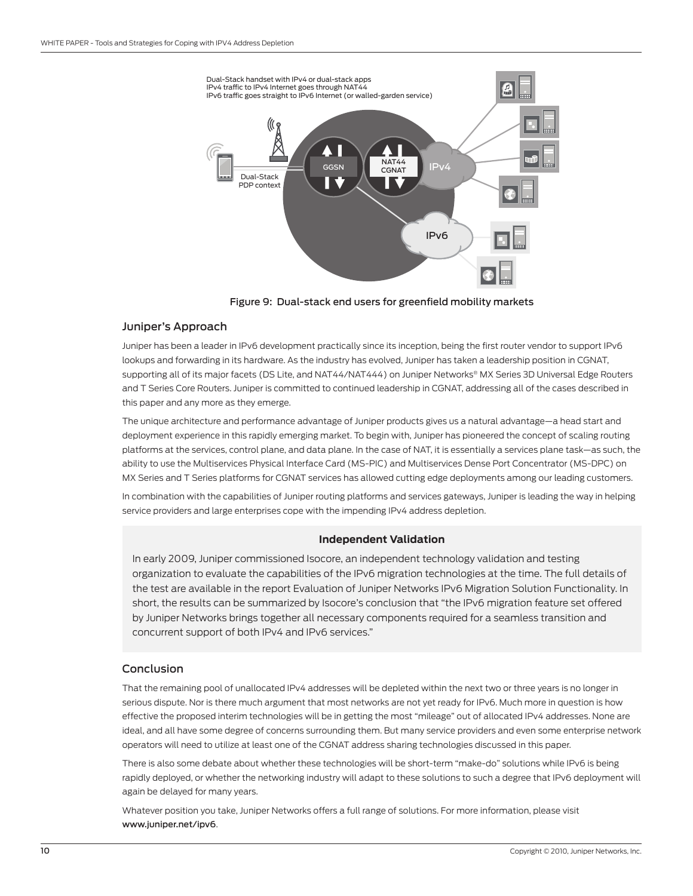Dual-Stack handset with IPv4 or dual-stack apps
IPv4 traffic to IPv4 Internet goes through NAT44
IPv6 traffic goes straight to IPv6 Internet (or walled-garden service)

Dual-Stack PDP context

GGSN

NAT44 CGNAT

IPv4

IPv6

Figure 9: Dual-stack end users for greenfield mobility markets

## Juniper's Approach

Juniper has been a leader in IPv6 development practically since its inception, being the first router vendor to support IPv6 lookups and forwarding in its hardware. As the industry has evolved, Juniper has taken a leadership position in CGNAT, supporting all of its major facets (DS Lite, and NAT44/NAT444) on Juniper Networks® MX Series 3D Universal Edge Routers and T Series Core Routers. Juniper is committed to continued leadership in CGNAT, addressing all of the cases described in this paper and any more as they emerge.

The unique architecture and performance advantage of Juniper products gives us a natural advantage—a head start and deployment experience in this rapidly emerging market. To begin with, Juniper has pioneered the concept of scaling routing platforms at the services, control plane, and data plane. In the case of NAT, it is essentially a services plane task—as such, the ability to use the Multiservices Physical Interface Card (MS-PIC) and Multiservices Dense Port Concentrator (MS-DPC) on MX Series and T Series platforms for CGNAT services has allowed cutting edge deployments among our leading customers.

In combination with the capabilities of Juniper routing platforms and services gateways, Juniper is leading the way in helping service providers and large enterprises cope with the impending IPv4 address depletion.

**Independent Validation**

In early 2009, Juniper commissioned Isocore, an independent technology validation and testing organization to evaluate the capabilities of the IPv6 migration technologies at the time. The full details of the test are available in the report Evaluation of Juniper Networks IPv6 Migration Solution Functionality. In short, the results can be summarized by Isocore's conclusion that "the IPv6 migration feature set offered by Juniper Networks brings together all necessary components required for a seamless transition and concurrent support of both IPv4 and IPv6 services."

## Conclusion

That the remaining pool of unallocated IPv4 addresses will be depleted within the next two or three years is no longer in serious dispute. Nor is there much argument that most networks are not yet ready for IPv6. Much more in question is how effective the proposed interim technologies will be in getting the most "mileage" out of allocated IPv4 addresses. None are ideal, and all have some degree of concerns surrounding them. But many service providers and even some enterprise network operators will need to utilize at least one of the CGNAT address sharing technologies discussed in this paper.

There is also some debate about whether these technologies will be short-term "make-do" solutions while IPv6 is being rapidly deployed, or whether the networking industry will adapt to these solutions to such a degree that IPv6 deployment will again be delayed for many years.

Whatever position you take, Juniper Networks offers a full range of solutions. For more information, please visit **www.juniper.net/ipv6**.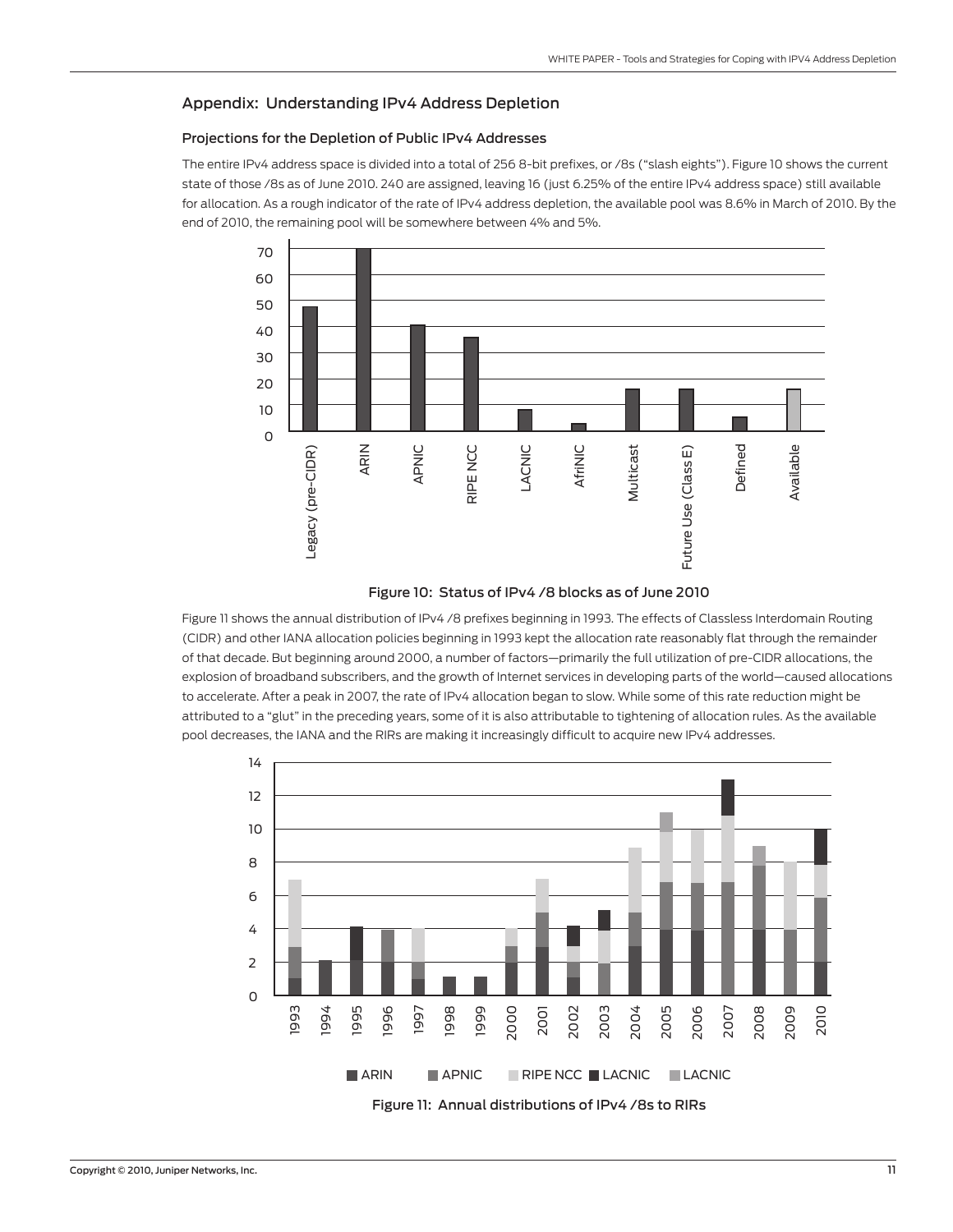## Appendix: Understanding IPv4 Address Depletion

### Projections for the Depletion of Public IPv4 Addresses

The entire IPv4 address space is divided into a total of 256 8-bit prefixes, or /8s ("slash eights"). Figure 10 shows the current state of those /8s as of June 2010. 240 are assigned, leaving 16 (just 6.25% of the entire IPv4 address space) still available for allocation. As a rough indicator of the rate of IPv4 address depletion, the available pool was 8.6% in March of 2010. By the end of 2010, the remaining pool will be somewhere between 4% and 5%.

Figure 10: Status of IPv4 /8 blocks as of June 2010

Figure 11 shows the annual distribution of IPv4 /8 prefixes beginning in 1993. The effects of Classless Interdomain Routing (CIDR) and other IANA allocation policies beginning in 1993 kept the allocation rate reasonably flat through the remainder of that decade. But beginning around 2000, a number of factors—primarily the full utilization of pre-CIDR allocations, the explosion of broadband subscribers, and the growth of Internet services in developing parts of the world—caused allocations to accelerate. After a peak in 2007, the rate of IPv4 allocation began to slow. While some of this rate reduction might be attributed to a "glut" in the preceding years, some of it is also attributable to tightening of allocation rules. As the available pool decreases, the IANA and the RIRs are making it increasingly difficult to acquire new IPv4 addresses.

Figure 11: Annual distributions of IPv4 /8s to RIRs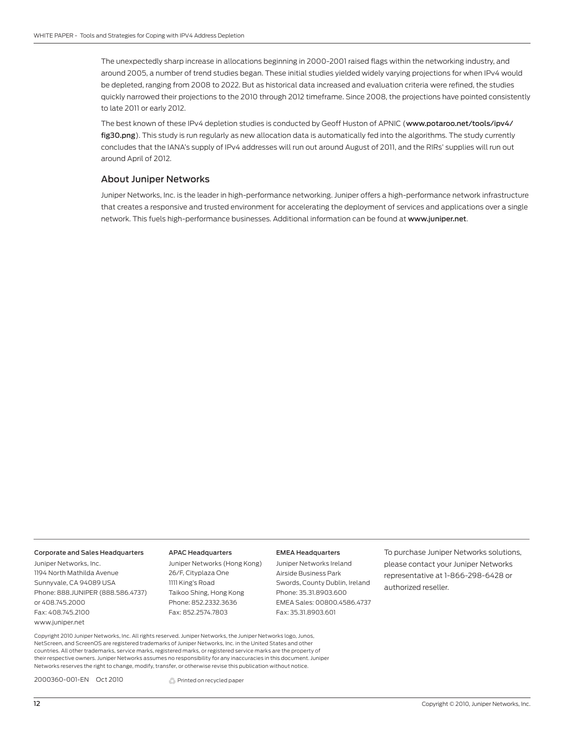The unexpectedly sharp increase in allocations beginning in 2000-2001 raised flags within the networking industry, and around 2005, a number of trend studies began. These initial studies yielded widely varying projections for when IPv4 would be depleted, ranging from 2008 to 2022. But as historical data increased and evaluation criteria were refined, the studies quickly narrowed their projections to the 2010 through 2012 timeframe. Since 2008, the projections have pointed consistently to late 2011 or early 2012.

The best known of these IPv4 depletion studies is conducted by Geoff Huston of APNIC (**www.potaroo.net/tools/ipv4/fig30.png**). This study is run regularly as new allocation data is automatically fed into the algorithms. The study currently concludes that the IANA's supply of IPv4 addresses will run out around August of 2011, and the RIRs' supplies will run out around April of 2012.

## About Juniper Networks

Juniper Networks, Inc. is the leader in high-performance networking. Juniper offers a high-performance network infrastructure that creates a responsive and trusted environment for accelerating the deployment of services and applications over a single network. This fuels high-performance businesses. Additional information can be found at **www.juniper.net**.

**Corporate and Sales Headquarters**
Juniper Networks, Inc.
1194 North Mathilda Avenue
Sunnyvale, CA 94089 USA
Phone: 888.JUNIPER (888.586.4737)
or 408.745.2000
Fax: 408.745.2100
www.juniper.net

**APAC Headquarters**
Juniper Networks (Hong Kong)
26/F, Cityplaza One
1111 King's Road
Taikoo Shing, Hong Kong
Phone: 852.2332.3636
Fax: 852.2574.7803

**EMEA Headquarters**
Juniper Networks Ireland
Airside Business Park
Swords, County Dublin, Ireland
Phone: 35.31.8903.600
EMEA Sales: 00800.4586.4737
Fax: 35.31.8903.601

To purchase Juniper Networks solutions, please contact your Juniper Networks representative at 1-866-298-6428 or authorized reseller.

Copyright 2010 Juniper Networks, Inc. All rights reserved. Juniper Networks, the Juniper Networks logo, Junos, NetScreen, and ScreenOS are registered trademarks of Juniper Networks, Inc. in the United States and other countries. All other trademarks, service marks, registered marks, or registered service marks are the property of their respective owners. Juniper Networks assumes no responsibility for any inaccuracies in this document. Juniper Networks reserves the right to change, modify, transfer, or otherwise revise this publication without notice.

2000360-001-EN Oct 2010

Printed on recycled paper